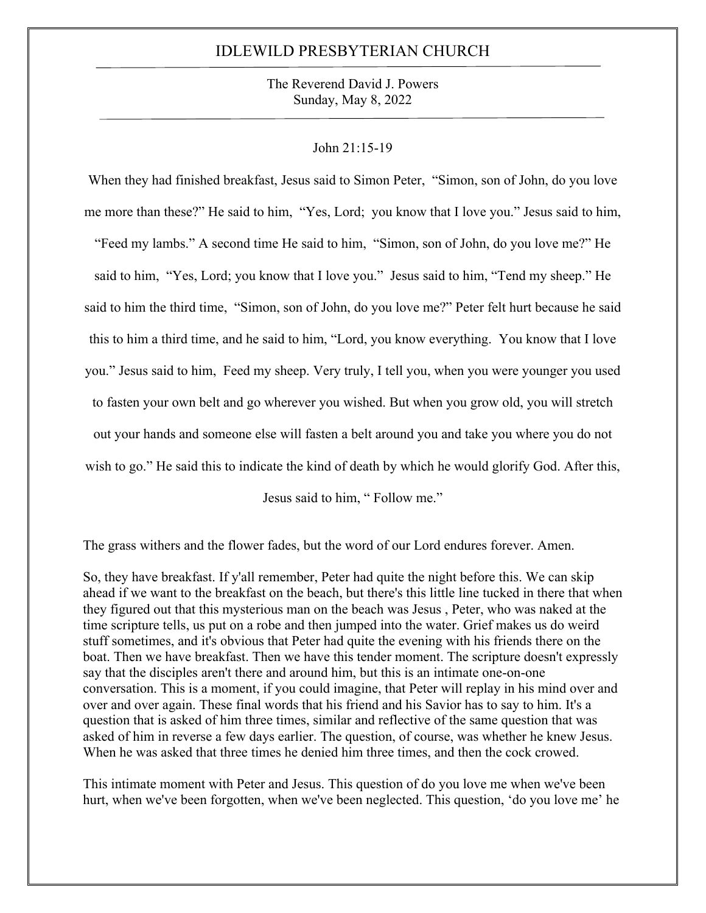# IDLEWILD PRESBYTERIAN CHURCH

The Reverend David J. Powers
Sunday, May 8, 2022

John 21:15-19

When they had finished breakfast, Jesus said to Simon Peter, "Simon, son of John, do you love me more than these?" He said to him, "Yes, Lord; you know that I love you." Jesus said to him, "Feed my lambs." A second time He said to him, "Simon, son of John, do you love me?" He said to him, "Yes, Lord; you know that I love you." Jesus said to him, "Tend my sheep." He said to him the third time, "Simon, son of John, do you love me?" Peter felt hurt because he said this to him a third time, and he said to him, "Lord, you know everything. You know that I love you." Jesus said to him, Feed my sheep. Very truly, I tell you, when you were younger you used to fasten your own belt and go wherever you wished. But when you grow old, you will stretch out your hands and someone else will fasten a belt around you and take you where you do not wish to go." He said this to indicate the kind of death by which he would glorify God. After this, Jesus said to him, " Follow me."

The grass withers and the flower fades, but the word of our Lord endures forever. Amen.

So, they have breakfast. If y'all remember, Peter had quite the night before this. We can skip ahead if we want to the breakfast on the beach, but there's this little line tucked in there that when they figured out that this mysterious man on the beach was Jesus , Peter, who was naked at the time scripture tells, us put on a robe and then jumped into the water. Grief makes us do weird stuff sometimes, and it's obvious that Peter had quite the evening with his friends there on the boat. Then we have breakfast. Then we have this tender moment. The scripture doesn't expressly say that the disciples aren't there and around him, but this is an intimate one-on-one conversation. This is a moment, if you could imagine, that Peter will replay in his mind over and over and over again. These final words that his friend and his Savior has to say to him. It's a question that is asked of him three times, similar and reflective of the same question that was asked of him in reverse a few days earlier. The question, of course, was whether he knew Jesus. When he was asked that three times he denied him three times, and then the cock crowed.

This intimate moment with Peter and Jesus. This question of do you love me when we've been hurt, when we've been forgotten, when we've been neglected. This question, 'do you love me' he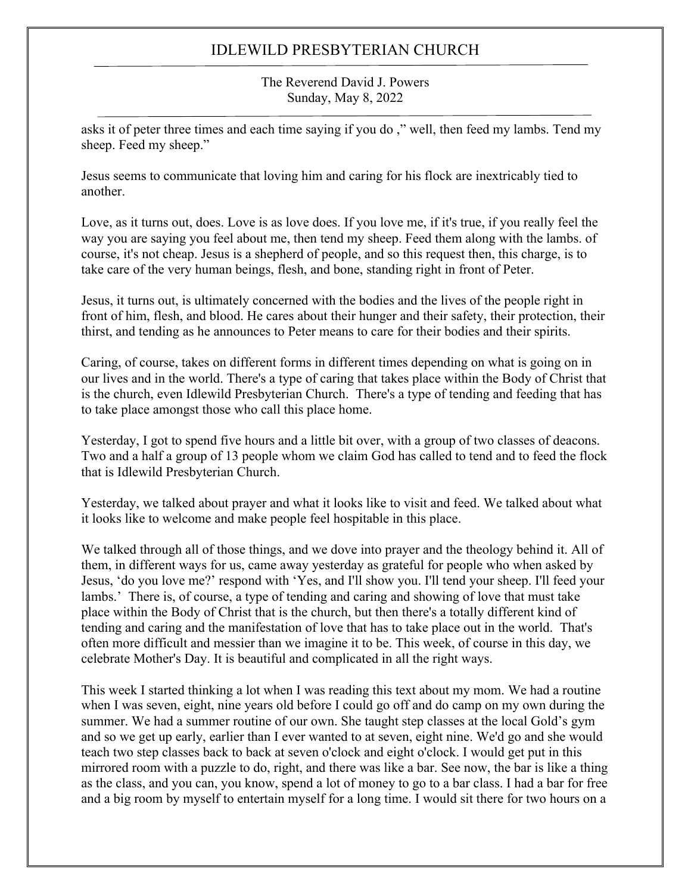asks it of peter three times and each time saying if you do ," well, then feed my lambs. Tend my sheep. Feed my sheep."

Jesus seems to communicate that loving him and caring for his flock are inextricably tied to another.

Love, as it turns out, does. Love is as love does. If you love me, if it's true, if you really feel the way you are saying you feel about me, then tend my sheep. Feed them along with the lambs. of course, it's not cheap. Jesus is a shepherd of people, and so this request then, this charge, is to take care of the very human beings, flesh, and bone, standing right in front of Peter.

Jesus, it turns out, is ultimately concerned with the bodies and the lives of the people right in front of him, flesh, and blood. He cares about their hunger and their safety, their protection, their thirst, and tending as he announces to Peter means to care for their bodies and their spirits.

Caring, of course, takes on different forms in different times depending on what is going on in our lives and in the world. There's a type of caring that takes place within the Body of Christ that is the church, even Idlewild Presbyterian Church. There's a type of tending and feeding that has to take place amongst those who call this place home.

Yesterday, I got to spend five hours and a little bit over, with a group of two classes of deacons. Two and a half a group of 13 people whom we claim God has called to tend and to feed the flock that is Idlewild Presbyterian Church.

Yesterday, we talked about prayer and what it looks like to visit and feed. We talked about what it looks like to welcome and make people feel hospitable in this place.

We talked through all of those things, and we dove into prayer and the theology behind it. All of them, in different ways for us, came away yesterday as grateful for people who when asked by Jesus, 'do you love me?' respond with 'Yes, and I'll show you. I'll tend your sheep. I'll feed your lambs.' There is, of course, a type of tending and caring and showing of love that must take place within the Body of Christ that is the church, but then there's a totally different kind of tending and caring and the manifestation of love that has to take place out in the world. That's often more difficult and messier than we imagine it to be. This week, of course in this day, we celebrate Mother's Day. It is beautiful and complicated in all the right ways.

This week I started thinking a lot when I was reading this text about my mom. We had a routine when I was seven, eight, nine years old before I could go off and do camp on my own during the summer. We had a summer routine of our own. She taught step classes at the local Gold's gym and so we get up early, earlier than I ever wanted to at seven, eight nine. We'd go and she would teach two step classes back to back at seven o'clock and eight o'clock. I would get put in this mirrored room with a puzzle to do, right, and there was like a bar. See now, the bar is like a thing as the class, and you can, you know, spend a lot of money to go to a bar class. I had a bar for free and a big room by myself to entertain myself for a long time. I would sit there for two hours on a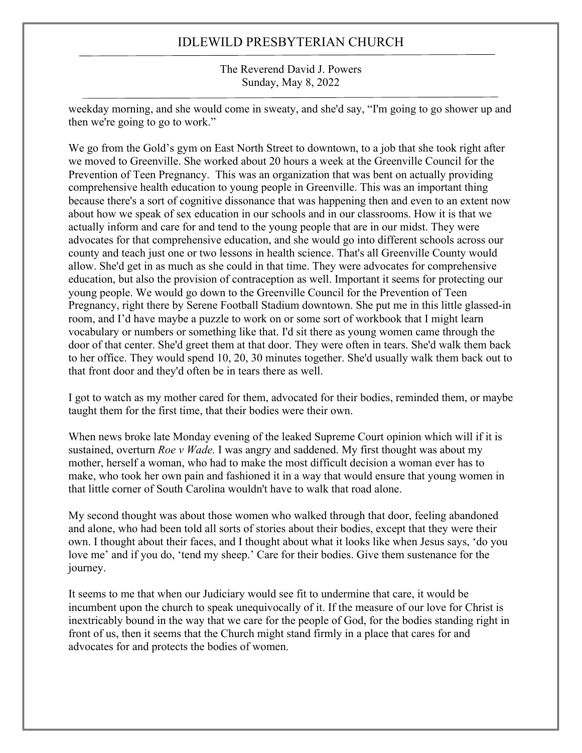weekday morning, and she would come in sweaty, and she'd say, "I'm going to go shower up and then we're going to go to work."

We go from the Gold's gym on East North Street to downtown, to a job that she took right after we moved to Greenville. She worked about 20 hours a week at the Greenville Council for the Prevention of Teen Pregnancy. This was an organization that was bent on actually providing comprehensive health education to young people in Greenville. This was an important thing because there's a sort of cognitive dissonance that was happening then and even to an extent now about how we speak of sex education in our schools and in our classrooms. How it is that we actually inform and care for and tend to the young people that are in our midst. They were advocates for that comprehensive education, and she would go into different schools across our county and teach just one or two lessons in health science. That's all Greenville County would allow. She'd get in as much as she could in that time. They were advocates for comprehensive education, but also the provision of contraception as well. Important it seems for protecting our young people. We would go down to the Greenville Council for the Prevention of Teen Pregnancy, right there by Serene Football Stadium downtown. She put me in this little glassed-in room, and I'd have maybe a puzzle to work on or some sort of workbook that I might learn vocabulary or numbers or something like that. I'd sit there as young women came through the door of that center. She'd greet them at that door. They were often in tears. She'd walk them back to her office. They would spend 10, 20, 30 minutes together. She'd usually walk them back out to that front door and they'd often be in tears there as well.

I got to watch as my mother cared for them, advocated for their bodies, reminded them, or maybe taught them for the first time, that their bodies were their own.

When news broke late Monday evening of the leaked Supreme Court opinion which will if it is sustained, overturn *Roe v Wade.* I was angry and saddened. My first thought was about my mother, herself a woman, who had to make the most difficult decision a woman ever has to make, who took her own pain and fashioned it in a way that would ensure that young women in that little corner of South Carolina wouldn't have to walk that road alone.

My second thought was about those women who walked through that door, feeling abandoned and alone, who had been told all sorts of stories about their bodies, except that they were their own. I thought about their faces, and I thought about what it looks like when Jesus says, 'do you love me' and if you do, 'tend my sheep.' Care for their bodies. Give them sustenance for the journey.

It seems to me that when our Judiciary would see fit to undermine that care, it would be incumbent upon the church to speak unequivocally of it. If the measure of our love for Christ is inextricably bound in the way that we care for the people of God, for the bodies standing right in front of us, then it seems that the Church might stand firmly in a place that cares for and advocates for and protects the bodies of women.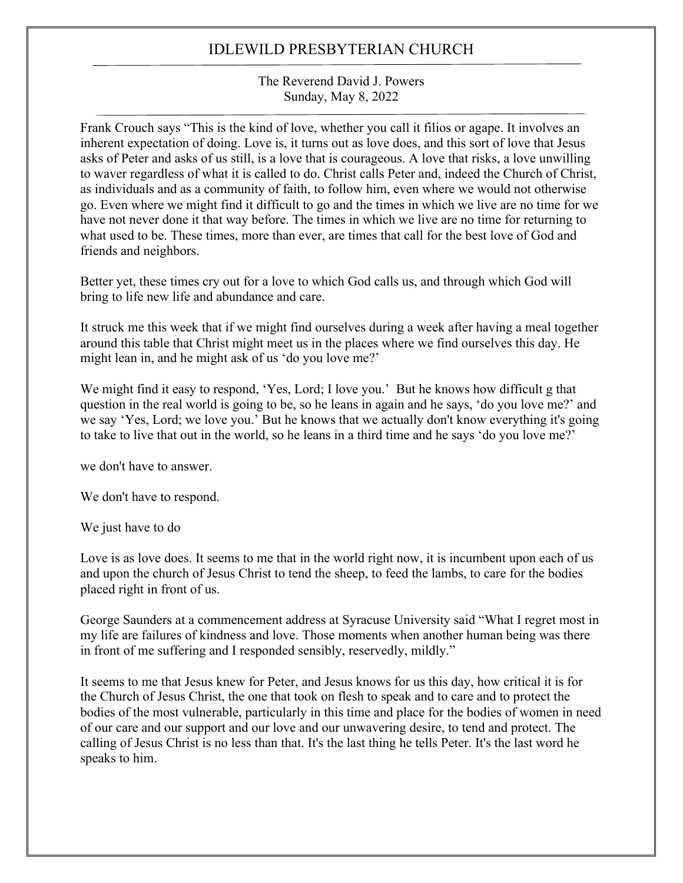# IDLEWILD PRESBYTERIAN CHURCH

The Reverend David J. Powers
Sunday, May 8, 2022

Frank Crouch says "This is the kind of love, whether you call it filios or agape. It involves an inherent expectation of doing. Love is, it turns out as love does, and this sort of love that Jesus asks of Peter and asks of us still, is a love that is courageous. A love that risks, a love unwilling to waver regardless of what it is called to do. Christ calls Peter and, indeed the Church of Christ, as individuals and as a community of faith, to follow him, even where we would not otherwise go. Even where we might find it difficult to go and the times in which we live are no time for we have not never done it that way before. The times in which we live are no time for returning to what used to be. These times, more than ever, are times that call for the best love of God and friends and neighbors.

Better yet, these times cry out for a love to which God calls us, and through which God will bring to life new life and abundance and care.

It struck me this week that if we might find ourselves during a week after having a meal together around this table that Christ might meet us in the places where we find ourselves this day. He might lean in, and he might ask of us 'do you love me?'

We might find it easy to respond, 'Yes, Lord; I love you.' But he knows how difficult g that question in the real world is going to be, so he leans in again and he says, 'do you love me?' and we say 'Yes, Lord; we love you.' But he knows that we actually don't know everything it's going to take to live that out in the world, so he leans in a third time and he says 'do you love me?'

we don't have to answer.

We don't have to respond.

We just have to do

Love is as love does. It seems to me that in the world right now, it is incumbent upon each of us and upon the church of Jesus Christ to tend the sheep, to feed the lambs, to care for the bodies placed right in front of us.

George Saunders at a commencement address at Syracuse University said "What I regret most in my life are failures of kindness and love. Those moments when another human being was there in front of me suffering and I responded sensibly, reservedly, mildly."

It seems to me that Jesus knew for Peter, and Jesus knows for us this day, how critical it is for the Church of Jesus Christ, the one that took on flesh to speak and to care and to protect the bodies of the most vulnerable, particularly in this time and place for the bodies of women in need of our care and our support and our love and our unwavering desire, to tend and protect. The calling of Jesus Christ is no less than that. It's the last thing he tells Peter. It's the last word he speaks to him.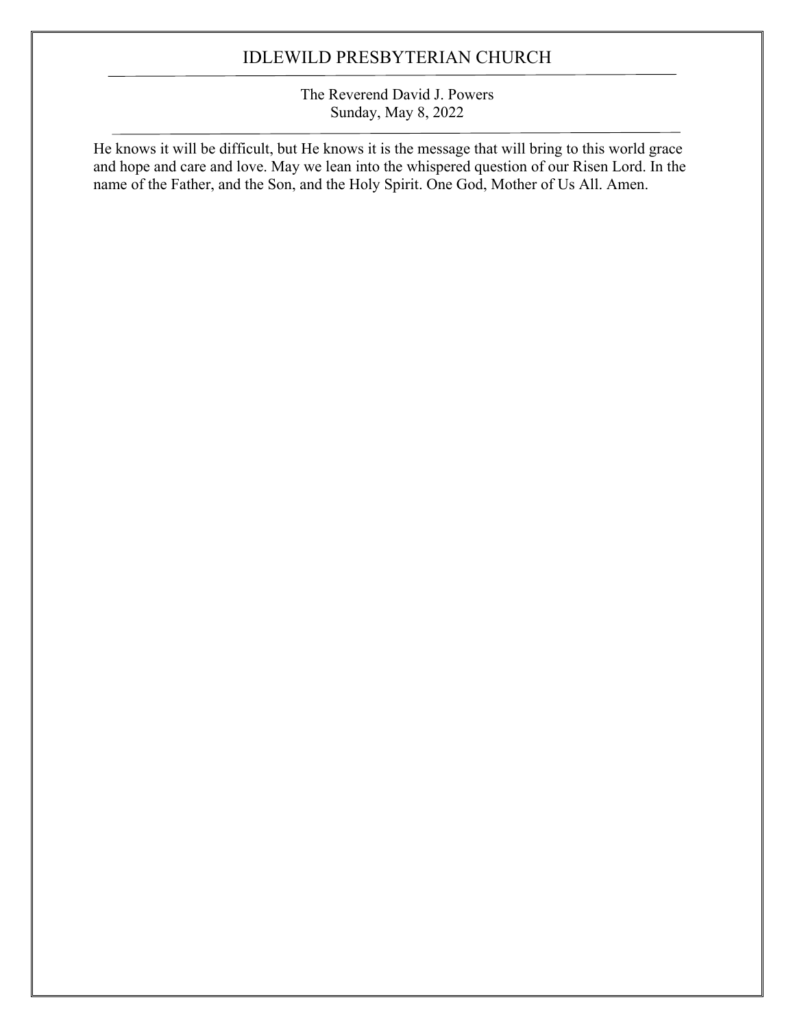He knows it will be difficult, but He knows it is the message that will bring to this world grace and hope and care and love. May we lean into the whispered question of our Risen Lord. In the name of the Father, and the Son, and the Holy Spirit. One God, Mother of Us All. Amen.